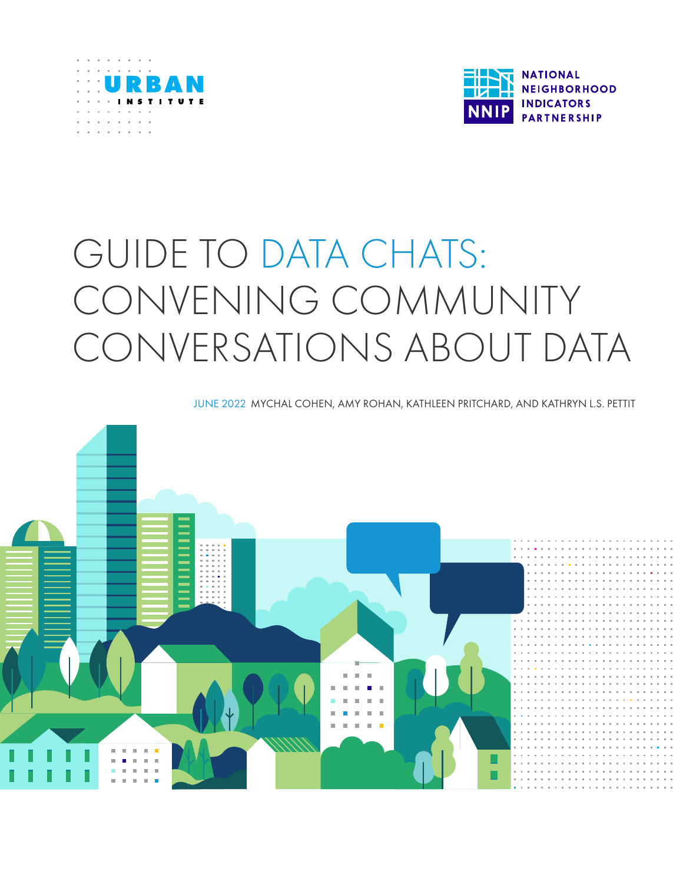URBAN INSTITUTE

NNIP NATIONAL NEIGHBORHOOD INDICATORS PARTNERSHIP

# GUIDE TO DATA CHATS: CONVENING COMMUNITY CONVERSATIONS ABOUT DATA

JUNE 2022 MYCHAL COHEN, AMY ROHAN, KATHLEEN PRITCHARD, AND KATHRYN L.S. PETTIT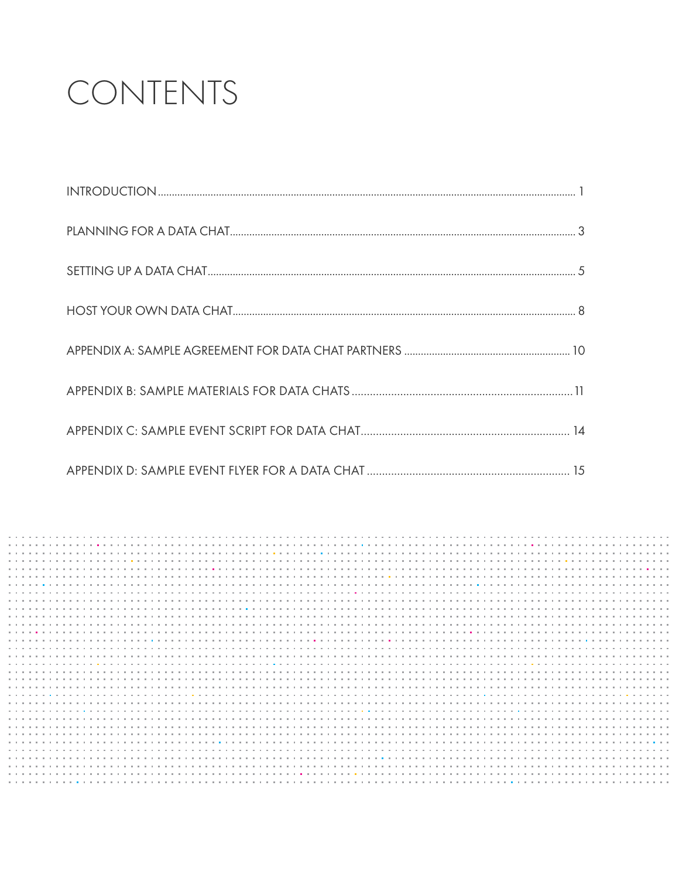# CONTENTS

| | |
|---|---|
| INTRODUCTION | 1 |
| PLANNING FOR A DATA CHAT | 3 |
| SETTING UP A DATA CHAT | 5 |
| HOST YOUR OWN DATA CHAT | 8 |
| APPENDIX A: SAMPLE AGREEMENT FOR DATA CHAT PARTNERS | 10 |
| APPENDIX B: SAMPLE MATERIALS FOR DATA CHATS | 11 |
| APPENDIX C: SAMPLE EVENT SCRIPT FOR DATA CHAT | 14 |
| APPENDIX D: SAMPLE EVENT FLYER FOR A DATA CHAT | 15 |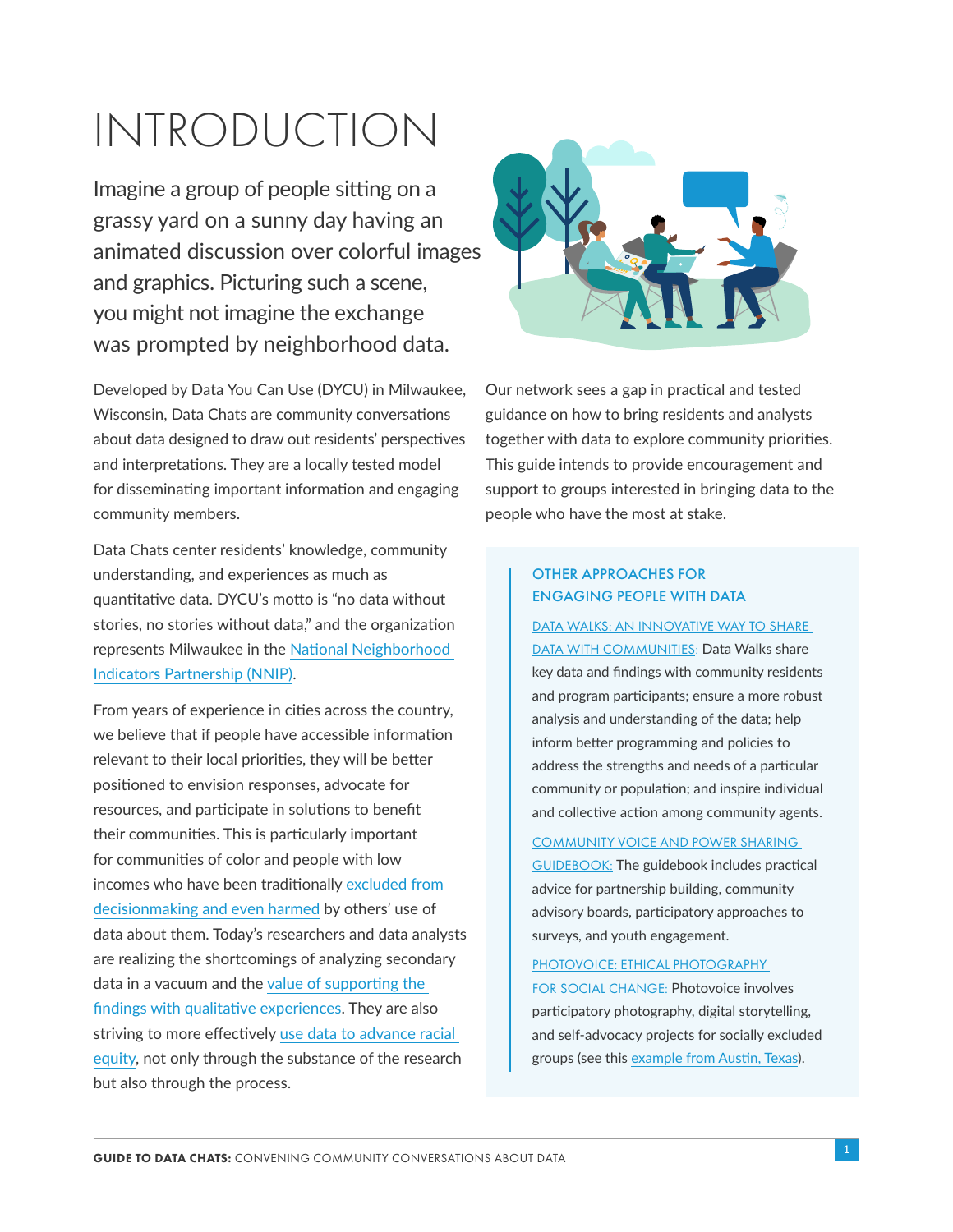# INTRODUCTION

Imagine a group of people sitting on a grassy yard on a sunny day having an animated discussion over colorful images and graphics. Picturing such a scene, you might not imagine the exchange was prompted by neighborhood data.

Developed by Data You Can Use (DYCU) in Milwaukee, Wisconsin, Data Chats are community conversations about data designed to draw out residents' perspectives and interpretations. They are a locally tested model for disseminating important information and engaging community members.

Data Chats center residents' knowledge, community understanding, and experiences as much as quantitative data. DYCU's motto is "no data without stories, no stories without data," and the organization represents Milwaukee in the National Neighborhood Indicators Partnership (NNIP).

From years of experience in cities across the country, we believe that if people have accessible information relevant to their local priorities, they will be better positioned to envision responses, advocate for resources, and participate in solutions to benefit their communities. This is particularly important for communities of color and people with low incomes who have been traditionally excluded from decisionmaking and even harmed by others' use of data about them. Today's researchers and data analysts are realizing the shortcomings of analyzing secondary data in a vacuum and the value of supporting the findings with qualitative experiences. They are also striving to more effectively use data to advance racial equity, not only through the substance of the research but also through the process.

Our network sees a gap in practical and tested guidance on how to bring residents and analysts together with data to explore community priorities. This guide intends to provide encouragement and support to groups interested in bringing data to the people who have the most at stake.

### OTHER APPROACHES FOR ENGAGING PEOPLE WITH DATA

DATA WALKS: AN INNOVATIVE WAY TO SHARE DATA WITH COMMUNITIES: Data Walks share key data and findings with community residents and program participants; ensure a more robust analysis and understanding of the data; help inform better programming and policies to address the strengths and needs of a particular community or population; and inspire individual and collective action among community agents.

COMMUNITY VOICE AND POWER SHARING GUIDEBOOK: The guidebook includes practical advice for partnership building, community advisory boards, participatory approaches to surveys, and youth engagement.

PHOTOVOICE: ETHICAL PHOTOGRAPHY FOR SOCIAL CHANGE: Photovoice involves participatory photography, digital storytelling, and self-advocacy projects for socially excluded groups (see this example from Austin, Texas).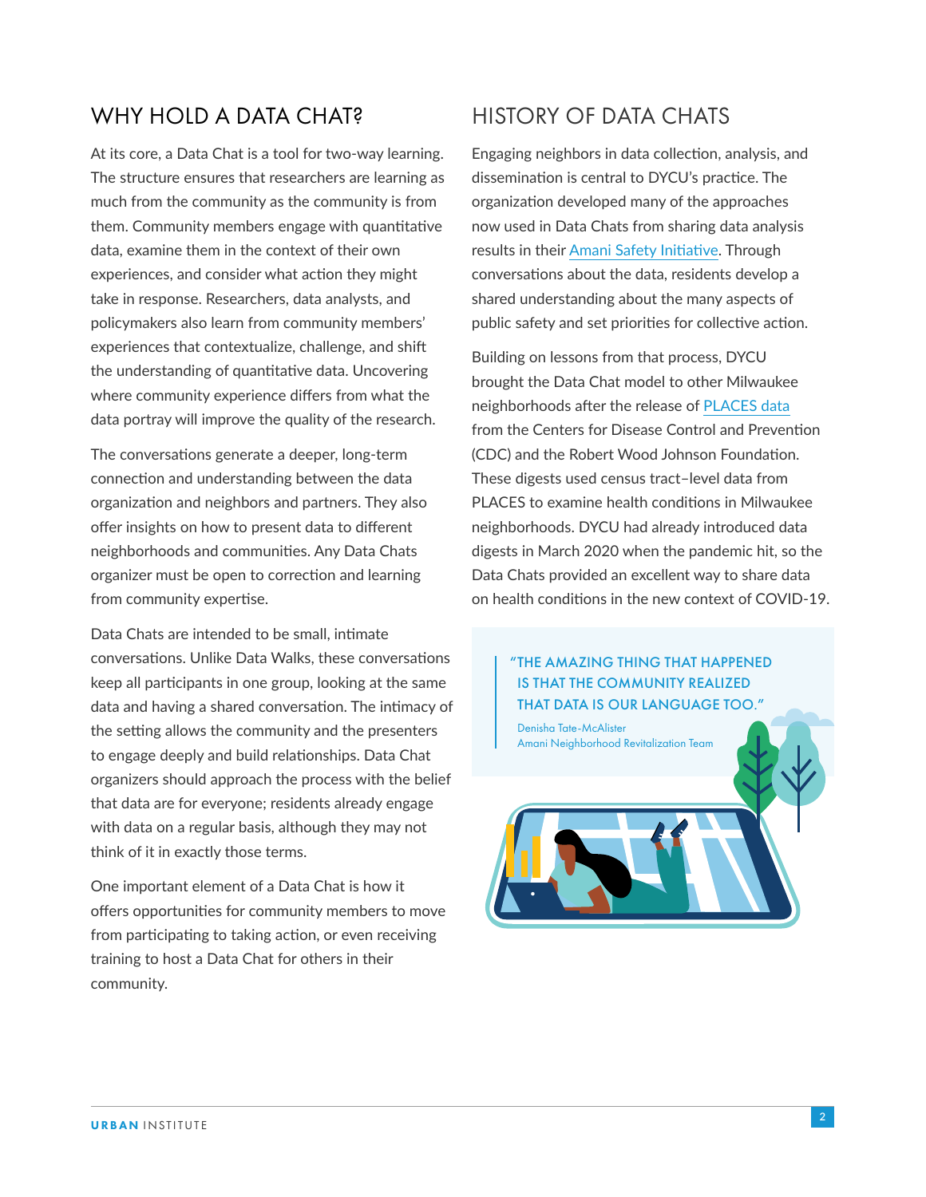## WHY HOLD A DATA CHAT?

At its core, a Data Chat is a tool for two-way learning. The structure ensures that researchers are learning as much from the community as the community is from them. Community members engage with quantitative data, examine them in the context of their own experiences, and consider what action they might take in response. Researchers, data analysts, and policymakers also learn from community members' experiences that contextualize, challenge, and shift the understanding of quantitative data. Uncovering where community experience differs from what the data portray will improve the quality of the research.

The conversations generate a deeper, long-term connection and understanding between the data organization and neighbors and partners. They also offer insights on how to present data to different neighborhoods and communities. Any Data Chats organizer must be open to correction and learning from community expertise.

Data Chats are intended to be small, intimate conversations. Unlike Data Walks, these conversations keep all participants in one group, looking at the same data and having a shared conversation. The intimacy of the setting allows the community and the presenters to engage deeply and build relationships. Data Chat organizers should approach the process with the belief that data are for everyone; residents already engage with data on a regular basis, although they may not think of it in exactly those terms.

One important element of a Data Chat is how it offers opportunities for community members to move from participating to taking action, or even receiving training to host a Data Chat for others in their community.

## HISTORY OF DATA CHATS

Engaging neighbors in data collection, analysis, and dissemination is central to DYCU's practice. The organization developed many of the approaches now used in Data Chats from sharing data analysis results in their Amani Safety Initiative. Through conversations about the data, residents develop a shared understanding about the many aspects of public safety and set priorities for collective action.

Building on lessons from that process, DYCU brought the Data Chat model to other Milwaukee neighborhoods after the release of PLACES data from the Centers for Disease Control and Prevention (CDC) and the Robert Wood Johnson Foundation. These digests used census tract–level data from PLACES to examine health conditions in Milwaukee neighborhoods. DYCU had already introduced data digests in March 2020 when the pandemic hit, so the Data Chats provided an excellent way to share data on health conditions in the new context of COVID-19.

> "THE AMAZING THING THAT HAPPENED IS THAT THE COMMUNITY REALIZED THAT DATA IS OUR LANGUAGE TOO."
>
> Denisha Tate-McAlister
> Amani Neighborhood Revitalization Team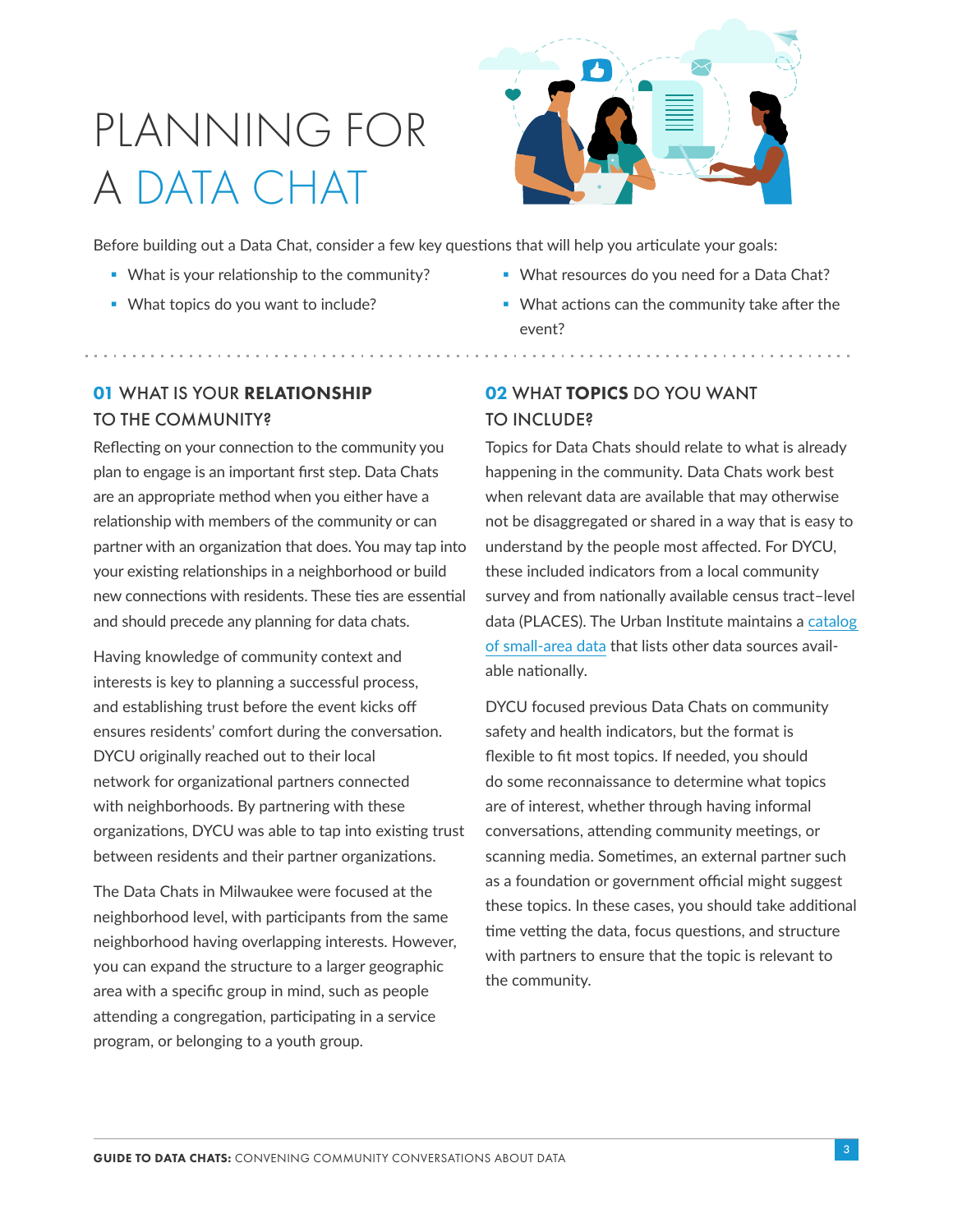# PLANNING FOR A DATA CHAT

Before building out a Data Chat, consider a few key questions that will help you articulate your goals:

- What is your relationship to the community?
- What topics do you want to include?
- What resources do you need for a Data Chat?
- What actions can the community take after the event?

## 01 WHAT IS YOUR **RELATIONSHIP** TO THE COMMUNITY?

Reflecting on your connection to the community you plan to engage is an important first step. Data Chats are an appropriate method when you either have a relationship with members of the community or can partner with an organization that does. You may tap into your existing relationships in a neighborhood or build new connections with residents. These ties are essential and should precede any planning for data chats.

Having knowledge of community context and interests is key to planning a successful process, and establishing trust before the event kicks off ensures residents' comfort during the conversation. DYCU originally reached out to their local network for organizational partners connected with neighborhoods. By partnering with these organizations, DYCU was able to tap into existing trust between residents and their partner organizations.

The Data Chats in Milwaukee were focused at the neighborhood level, with participants from the same neighborhood having overlapping interests. However, you can expand the structure to a larger geographic area with a specific group in mind, such as people attending a congregation, participating in a service program, or belonging to a youth group.

## 02 WHAT **TOPICS** DO YOU WANT TO INCLUDE?

Topics for Data Chats should relate to what is already happening in the community. Data Chats work best when relevant data are available that may otherwise not be disaggregated or shared in a way that is easy to understand by the people most affected. For DYCU, these included indicators from a local community survey and from nationally available census tract–level data (PLACES). The Urban Institute maintains a catalog of small-area data that lists other data sources available nationally.

DYCU focused previous Data Chats on community safety and health indicators, but the format is flexible to fit most topics. If needed, you should do some reconnaissance to determine what topics are of interest, whether through having informal conversations, attending community meetings, or scanning media. Sometimes, an external partner such as a foundation or government official might suggest these topics. In these cases, you should take additional time vetting the data, focus questions, and structure with partners to ensure that the topic is relevant to the community.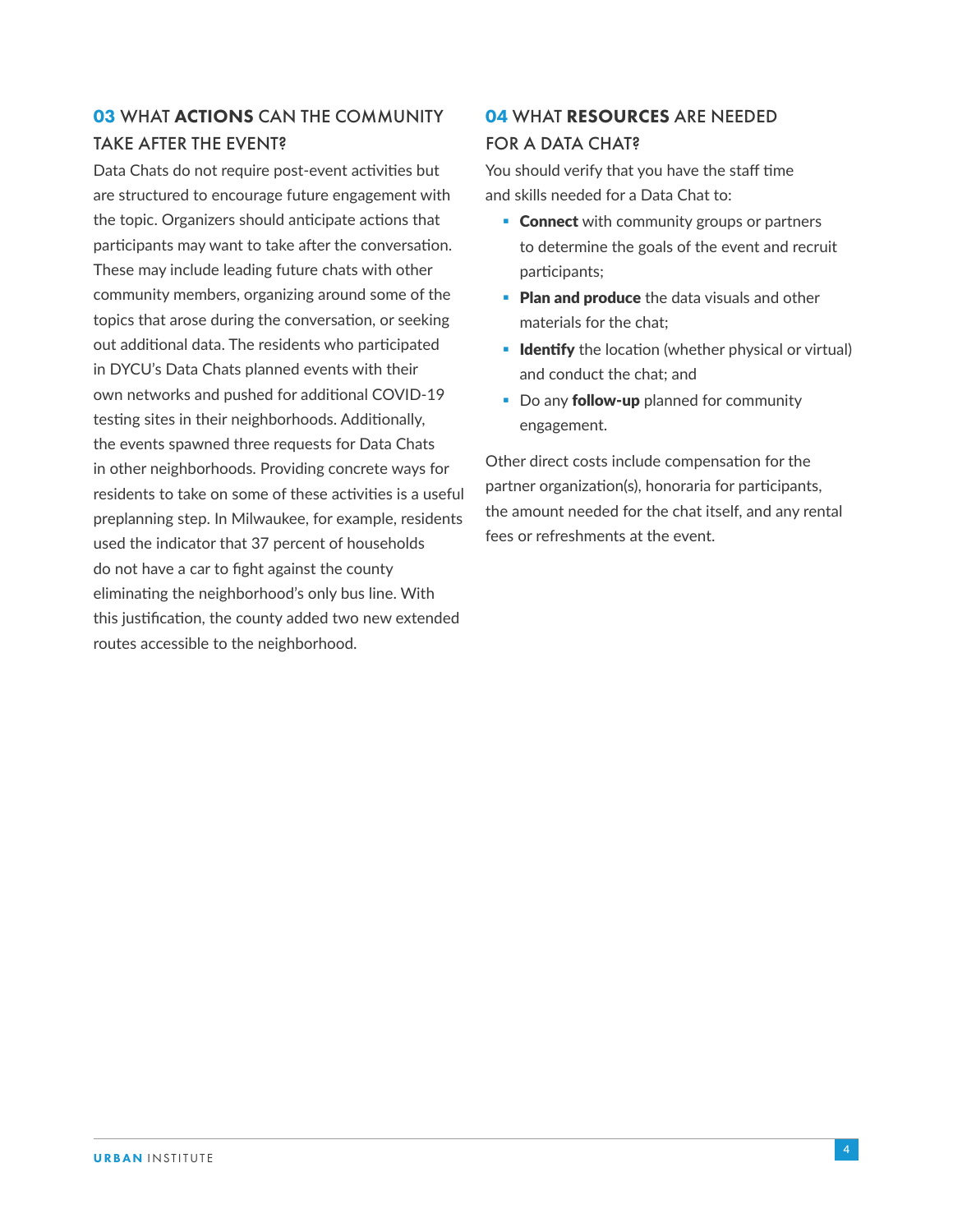## **03** WHAT **ACTIONS** CAN THE COMMUNITY TAKE AFTER THE EVENT?

Data Chats do not require post-event activities but are structured to encourage future engagement with the topic. Organizers should anticipate actions that participants may want to take after the conversation. These may include leading future chats with other community members, organizing around some of the topics that arose during the conversation, or seeking out additional data. The residents who participated in DYCU's Data Chats planned events with their own networks and pushed for additional COVID-19 testing sites in their neighborhoods. Additionally, the events spawned three requests for Data Chats in other neighborhoods. Providing concrete ways for residents to take on some of these activities is a useful preplanning step. In Milwaukee, for example, residents used the indicator that 37 percent of households do not have a car to fight against the county eliminating the neighborhood's only bus line. With this justification, the county added two new extended routes accessible to the neighborhood.

## **04** WHAT **RESOURCES** ARE NEEDED FOR A DATA CHAT?

You should verify that you have the staff time and skills needed for a Data Chat to:

- **Connect** with community groups or partners to determine the goals of the event and recruit participants;
- **Plan and produce** the data visuals and other materials for the chat;
- **Identify** the location (whether physical or virtual) and conduct the chat; and
- Do any **follow-up** planned for community engagement.

Other direct costs include compensation for the partner organization(s), honoraria for participants, the amount needed for the chat itself, and any rental fees or refreshments at the event.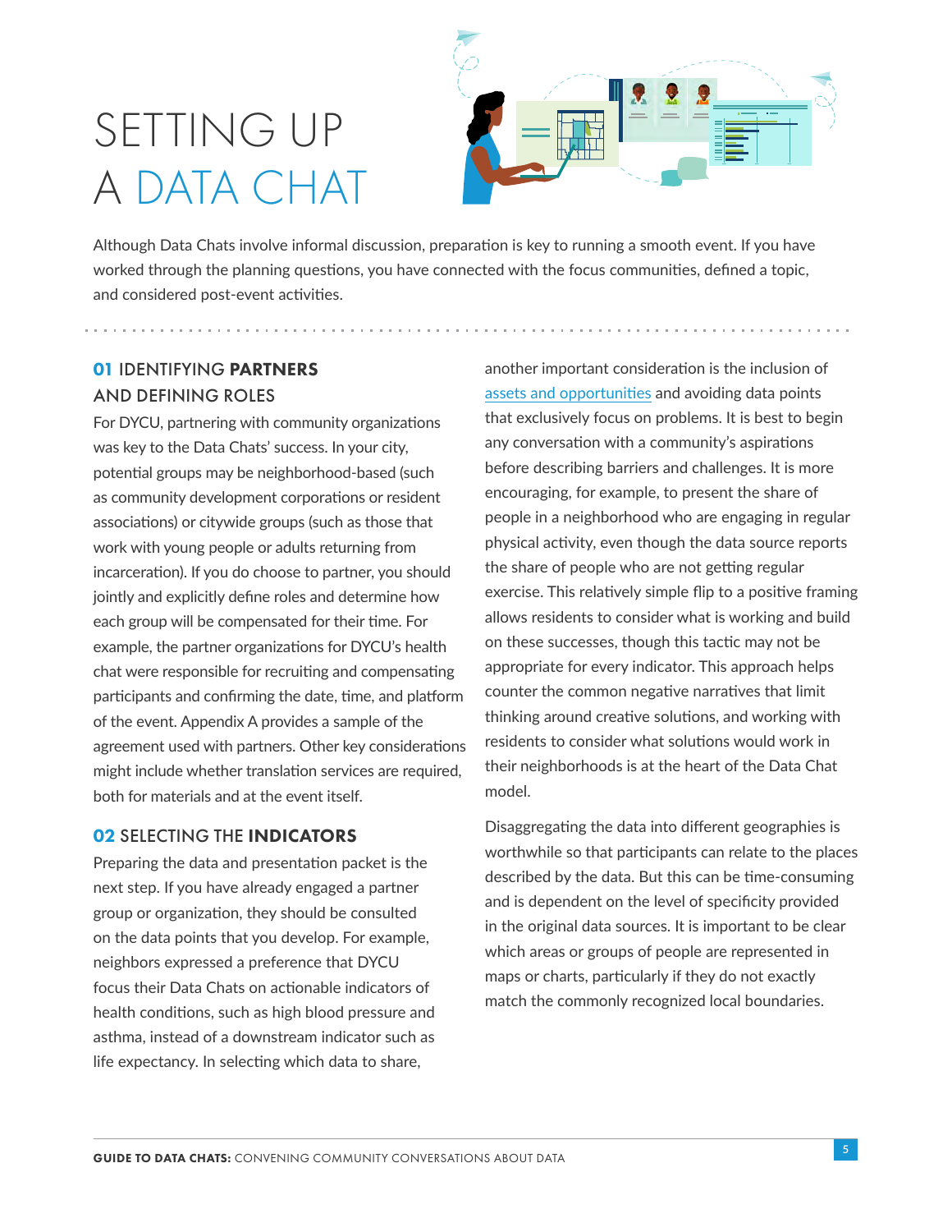# SETTING UP A DATA CHAT

Although Data Chats involve informal discussion, preparation is key to running a smooth event. If you have worked through the planning questions, you have connected with the focus communities, defined a topic, and considered post-event activities.

## 01 IDENTIFYING **PARTNERS** AND DEFINING ROLES

For DYCU, partnering with community organizations was key to the Data Chats' success. In your city, potential groups may be neighborhood-based (such as community development corporations or resident associations) or citywide groups (such as those that work with young people or adults returning from incarceration). If you do choose to partner, you should jointly and explicitly define roles and determine how each group will be compensated for their time. For example, the partner organizations for DYCU's health chat were responsible for recruiting and compensating participants and confirming the date, time, and platform of the event. Appendix A provides a sample of the agreement used with partners. Other key considerations might include whether translation services are required, both for materials and at the event itself.

## 02 SELECTING THE **INDICATORS**

Preparing the data and presentation packet is the next step. If you have already engaged a partner group or organization, they should be consulted on the data points that you develop. For example, neighbors expressed a preference that DYCU focus their Data Chats on actionable indicators of health conditions, such as high blood pressure and asthma, instead of a downstream indicator such as life expectancy. In selecting which data to share, another important consideration is the inclusion of assets and opportunities and avoiding data points that exclusively focus on problems. It is best to begin any conversation with a community's aspirations before describing barriers and challenges. It is more encouraging, for example, to present the share of people in a neighborhood who are engaging in regular physical activity, even though the data source reports the share of people who are not getting regular exercise. This relatively simple flip to a positive framing allows residents to consider what is working and build on these successes, though this tactic may not be appropriate for every indicator. This approach helps counter the common negative narratives that limit thinking around creative solutions, and working with residents to consider what solutions would work in their neighborhoods is at the heart of the Data Chat model.

Disaggregating the data into different geographies is worthwhile so that participants can relate to the places described by the data. But this can be time-consuming and is dependent on the level of specificity provided in the original data sources. It is important to be clear which areas or groups of people are represented in maps or charts, particularly if they do not exactly match the commonly recognized local boundaries.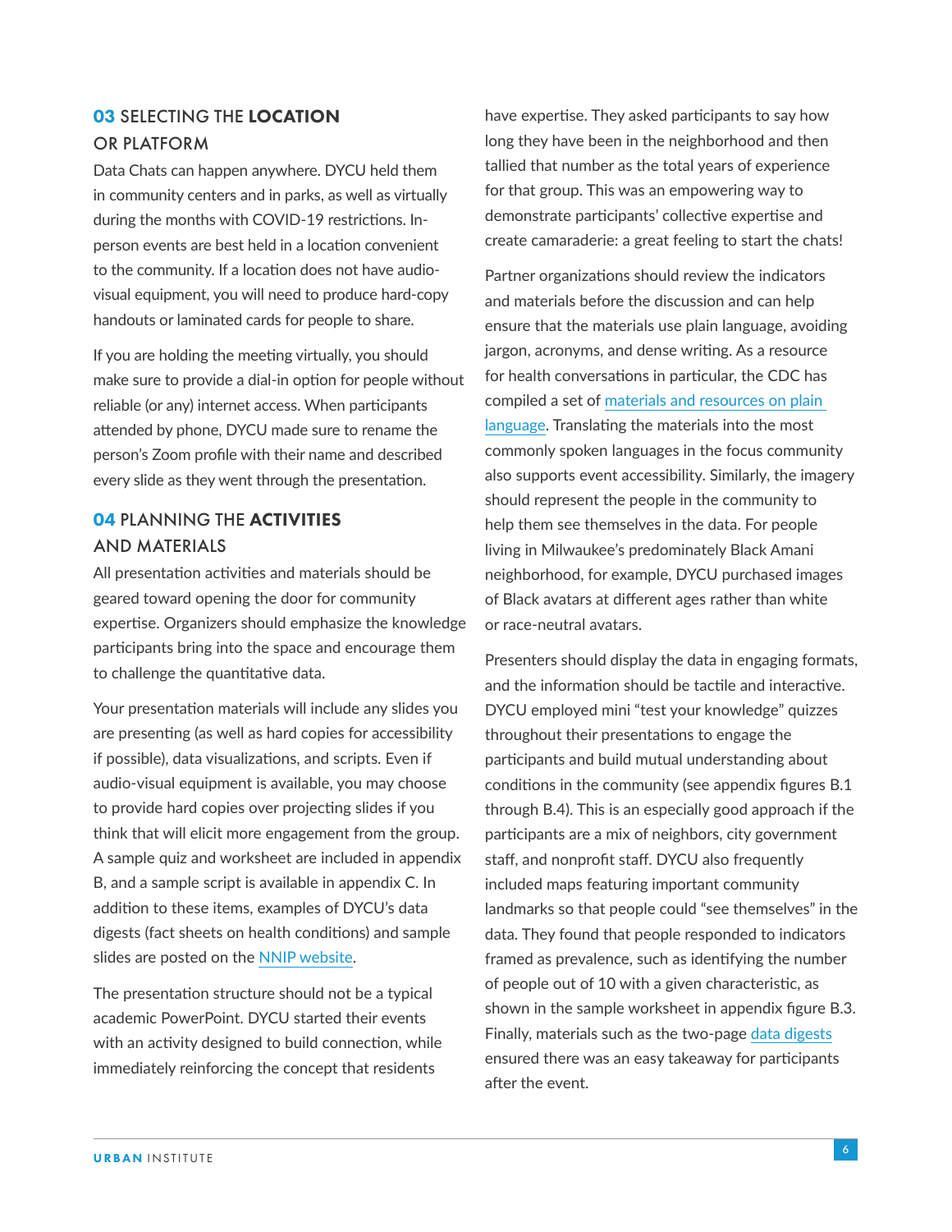## 03 SELECTING THE **LOCATION** OR PLATFORM

Data Chats can happen anywhere. DYCU held them in community centers and in parks, as well as virtually during the months with COVID-19 restrictions. In-person events are best held in a location convenient to the community. If a location does not have audio-visual equipment, you will need to produce hard-copy handouts or laminated cards for people to share.

If you are holding the meeting virtually, you should make sure to provide a dial-in option for people without reliable (or any) internet access. When participants attended by phone, DYCU made sure to rename the person's Zoom profile with their name and described every slide as they went through the presentation.

## 04 PLANNING THE **ACTIVITIES** AND MATERIALS

All presentation activities and materials should be geared toward opening the door for community expertise. Organizers should emphasize the knowledge participants bring into the space and encourage them to challenge the quantitative data.

Your presentation materials will include any slides you are presenting (as well as hard copies for accessibility if possible), data visualizations, and scripts. Even if audio-visual equipment is available, you may choose to provide hard copies over projecting slides if you think that will elicit more engagement from the group. A sample quiz and worksheet are included in appendix B, and a sample script is available in appendix C. In addition to these items, examples of DYCU's data digests (fact sheets on health conditions) and sample slides are posted on the NNIP website.

The presentation structure should not be a typical academic PowerPoint. DYCU started their events with an activity designed to build connection, while immediately reinforcing the concept that residents have expertise. They asked participants to say how long they have been in the neighborhood and then tallied that number as the total years of experience for that group. This was an empowering way to demonstrate participants' collective expertise and create camaraderie: a great feeling to start the chats!

Partner organizations should review the indicators and materials before the discussion and can help ensure that the materials use plain language, avoiding jargon, acronyms, and dense writing. As a resource for health conversations in particular, the CDC has compiled a set of materials and resources on plain language. Translating the materials into the most commonly spoken languages in the focus community also supports event accessibility. Similarly, the imagery should represent the people in the community to help them see themselves in the data. For people living in Milwaukee's predominately Black Amani neighborhood, for example, DYCU purchased images of Black avatars at different ages rather than white or race-neutral avatars.

Presenters should display the data in engaging formats, and the information should be tactile and interactive. DYCU employed mini "test your knowledge" quizzes throughout their presentations to engage the participants and build mutual understanding about conditions in the community (see appendix figures B.1 through B.4). This is an especially good approach if the participants are a mix of neighbors, city government staff, and nonprofit staff. DYCU also frequently included maps featuring important community landmarks so that people could "see themselves" in the data. They found that people responded to indicators framed as prevalence, such as identifying the number of people out of 10 with a given characteristic, as shown in the sample worksheet in appendix figure B.3. Finally, materials such as the two-page data digests ensured there was an easy takeaway for participants after the event.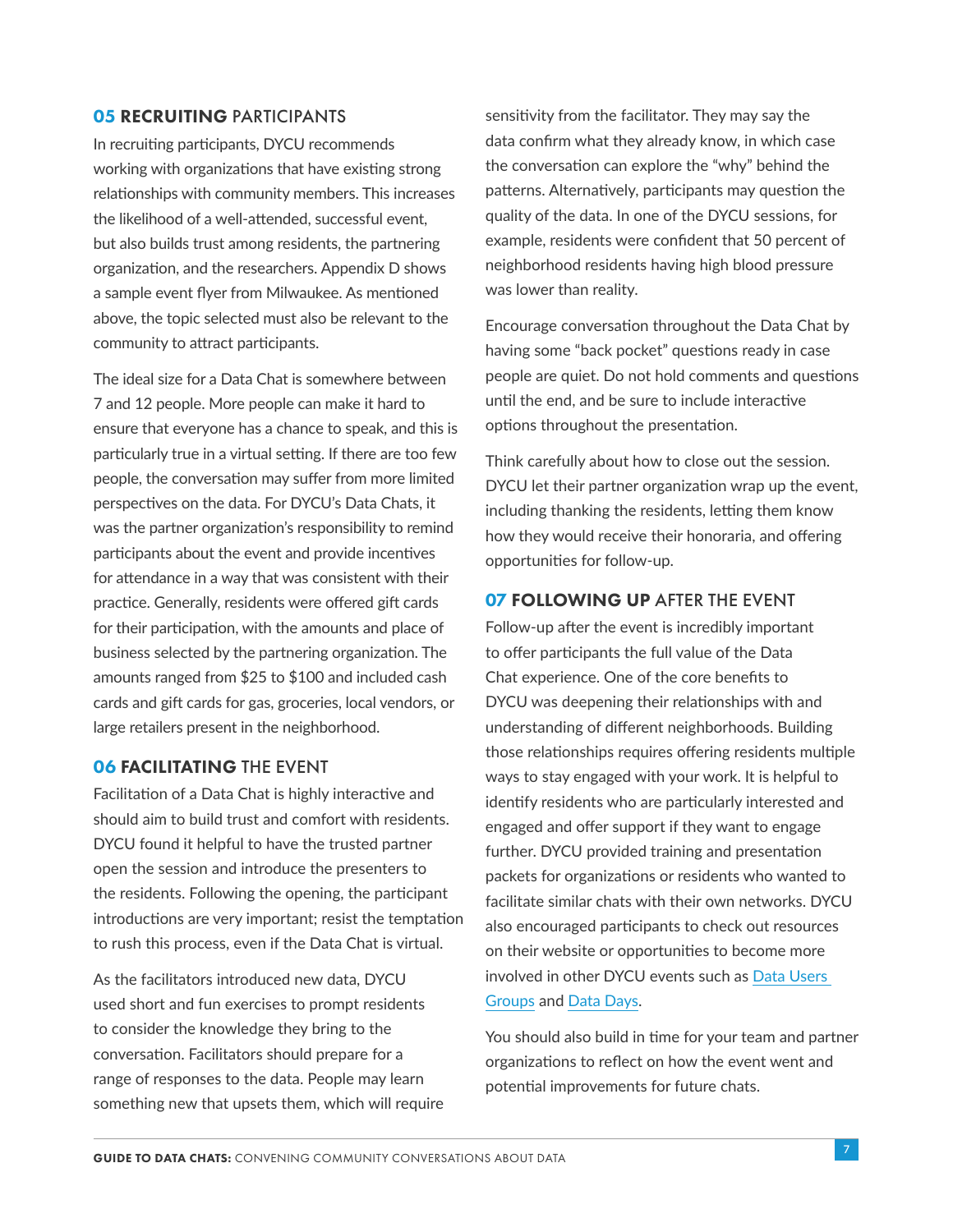## 05 RECRUITING PARTICIPANTS

In recruiting participants, DYCU recommends working with organizations that have existing strong relationships with community members. This increases the likelihood of a well-attended, successful event, but also builds trust among residents, the partnering organization, and the researchers. Appendix D shows a sample event flyer from Milwaukee. As mentioned above, the topic selected must also be relevant to the community to attract participants.

The ideal size for a Data Chat is somewhere between 7 and 12 people. More people can make it hard to ensure that everyone has a chance to speak, and this is particularly true in a virtual setting. If there are too few people, the conversation may suffer from more limited perspectives on the data. For DYCU's Data Chats, it was the partner organization's responsibility to remind participants about the event and provide incentives for attendance in a way that was consistent with their practice. Generally, residents were offered gift cards for their participation, with the amounts and place of business selected by the partnering organization. The amounts ranged from $25 to $100 and included cash cards and gift cards for gas, groceries, local vendors, or large retailers present in the neighborhood.

## 06 FACILITATING THE EVENT

Facilitation of a Data Chat is highly interactive and should aim to build trust and comfort with residents. DYCU found it helpful to have the trusted partner open the session and introduce the presenters to the residents. Following the opening, the participant introductions are very important; resist the temptation to rush this process, even if the Data Chat is virtual.

As the facilitators introduced new data, DYCU used short and fun exercises to prompt residents to consider the knowledge they bring to the conversation. Facilitators should prepare for a range of responses to the data. People may learn something new that upsets them, which will require sensitivity from the facilitator. They may say the data confirm what they already know, in which case the conversation can explore the "why" behind the patterns. Alternatively, participants may question the quality of the data. In one of the DYCU sessions, for example, residents were confident that 50 percent of neighborhood residents having high blood pressure was lower than reality.

Encourage conversation throughout the Data Chat by having some "back pocket" questions ready in case people are quiet. Do not hold comments and questions until the end, and be sure to include interactive options throughout the presentation.

Think carefully about how to close out the session. DYCU let their partner organization wrap up the event, including thanking the residents, letting them know how they would receive their honoraria, and offering opportunities for follow-up.

## 07 FOLLOWING UP AFTER THE EVENT

Follow-up after the event is incredibly important to offer participants the full value of the Data Chat experience. One of the core benefits to DYCU was deepening their relationships with and understanding of different neighborhoods. Building those relationships requires offering residents multiple ways to stay engaged with your work. It is helpful to identify residents who are particularly interested and engaged and offer support if they want to engage further. DYCU provided training and presentation packets for organizations or residents who wanted to facilitate similar chats with their own networks. DYCU also encouraged participants to check out resources on their website or opportunities to become more involved in other DYCU events such as Data Users Groups and Data Days.

You should also build in time for your team and partner organizations to reflect on how the event went and potential improvements for future chats.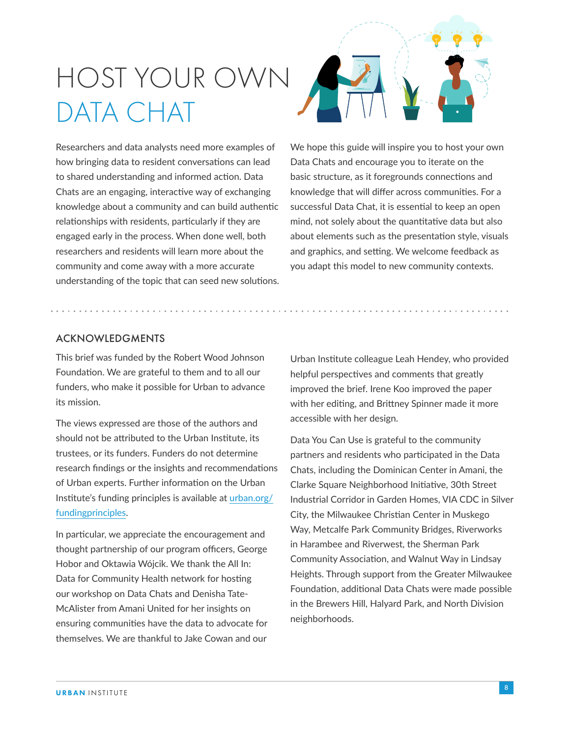# HOST YOUR OWN DATA CHAT

Researchers and data analysts need more examples of how bringing data to resident conversations can lead to shared understanding and informed action. Data Chats are an engaging, interactive way of exchanging knowledge about a community and can build authentic relationships with residents, particularly if they are engaged early in the process. When done well, both researchers and residents will learn more about the community and come away with a more accurate understanding of the topic that can seed new solutions.

We hope this guide will inspire you to host your own Data Chats and encourage you to iterate on the basic structure, as it foregrounds connections and knowledge that will differ across communities. For a successful Data Chat, it is essential to keep an open mind, not solely about the quantitative data but also about elements such as the presentation style, visuals and graphics, and setting. We welcome feedback as you adapt this model to new community contexts.

## ACKNOWLEDGMENTS

This brief was funded by the Robert Wood Johnson Foundation. We are grateful to them and to all our funders, who make it possible for Urban to advance its mission.

The views expressed are those of the authors and should not be attributed to the Urban Institute, its trustees, or its funders. Funders do not determine research findings or the insights and recommendations of Urban experts. Further information on the Urban Institute's funding principles is available at urban.org/fundingprinciples.

In particular, we appreciate the encouragement and thought partnership of our program officers, George Hobor and Oktawia Wójcik. We thank the All In: Data for Community Health network for hosting our workshop on Data Chats and Denisha Tate-McAlister from Amani United for her insights on ensuring communities have the data to advocate for themselves. We are thankful to Jake Cowan and our Urban Institute colleague Leah Hendey, who provided helpful perspectives and comments that greatly improved the brief. Irene Koo improved the paper with her editing, and Brittney Spinner made it more accessible with her design.

Data You Can Use is grateful to the community partners and residents who participated in the Data Chats, including the Dominican Center in Amani, the Clarke Square Neighborhood Initiative, 30th Street Industrial Corridor in Garden Homes, VIA CDC in Silver City, the Milwaukee Christian Center in Muskego Way, Metcalfe Park Community Bridges, Riverworks in Harambee and Riverwest, the Sherman Park Community Association, and Walnut Way in Lindsay Heights. Through support from the Greater Milwaukee Foundation, additional Data Chats were made possible in the Brewers Hill, Halyard Park, and North Division neighborhoods.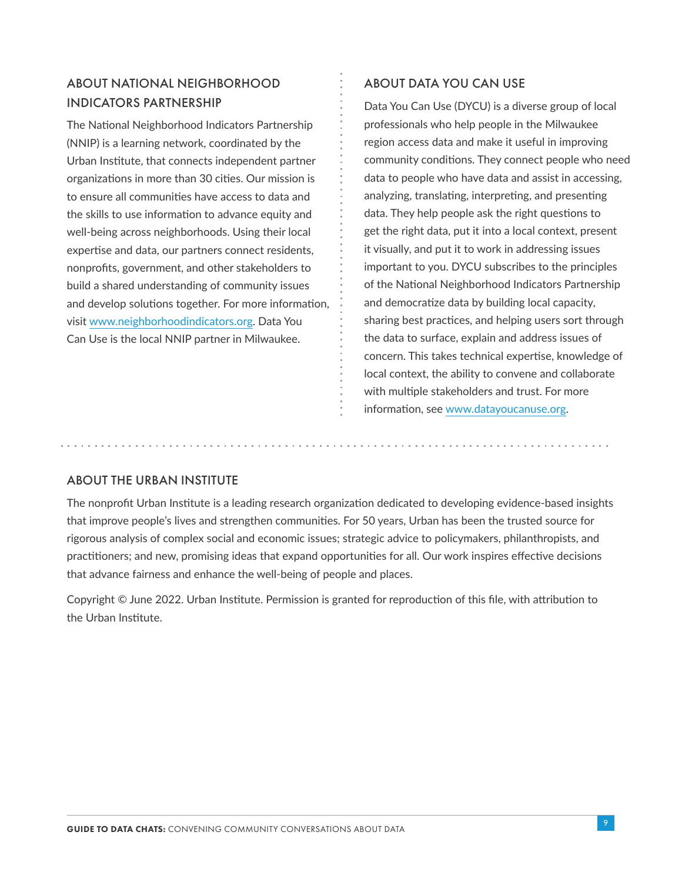## ABOUT NATIONAL NEIGHBORHOOD INDICATORS PARTNERSHIP

The National Neighborhood Indicators Partnership (NNIP) is a learning network, coordinated by the Urban Institute, that connects independent partner organizations in more than 30 cities. Our mission is to ensure all communities have access to data and the skills to use information to advance equity and well-being across neighborhoods. Using their local expertise and data, our partners connect residents, nonprofits, government, and other stakeholders to build a shared understanding of community issues and develop solutions together. For more information, visit www.neighborhoodindicators.org. Data You Can Use is the local NNIP partner in Milwaukee.

## ABOUT DATA YOU CAN USE

Data You Can Use (DYCU) is a diverse group of local professionals who help people in the Milwaukee region access data and make it useful in improving community conditions. They connect people who need data to people who have data and assist in accessing, analyzing, translating, interpreting, and presenting data. They help people ask the right questions to get the right data, put it into a local context, present it visually, and put it to work in addressing issues important to you. DYCU subscribes to the principles of the National Neighborhood Indicators Partnership and democratize data by building local capacity, sharing best practices, and helping users sort through the data to surface, explain and address issues of concern. This takes technical expertise, knowledge of local context, the ability to convene and collaborate with multiple stakeholders and trust. For more information, see www.datayoucanuse.org.

## ABOUT THE URBAN INSTITUTE

The nonprofit Urban Institute is a leading research organization dedicated to developing evidence-based insights that improve people's lives and strengthen communities. For 50 years, Urban has been the trusted source for rigorous analysis of complex social and economic issues; strategic advice to policymakers, philanthropists, and practitioners; and new, promising ideas that expand opportunities for all. Our work inspires effective decisions that advance fairness and enhance the well-being of people and places.

Copyright © June 2022. Urban Institute. Permission is granted for reproduction of this file, with attribution to the Urban Institute.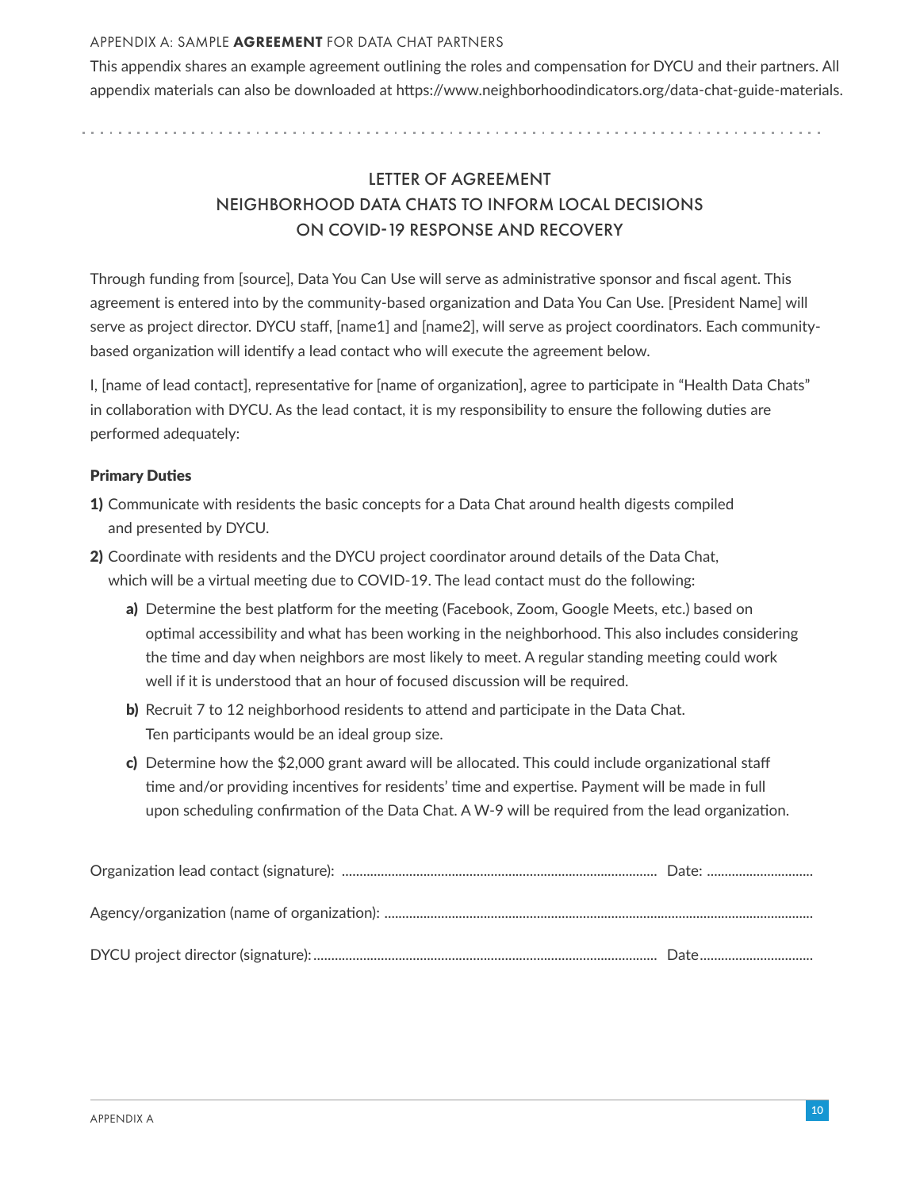APPENDIX A: SAMPLE **AGREEMENT** FOR DATA CHAT PARTNERS

This appendix shares an example agreement outlining the roles and compensation for DYCU and their partners. All appendix materials can also be downloaded at https://www.neighborhoodindicators.org/data-chat-guide-materials.

## LETTER OF AGREEMENT
## NEIGHBORHOOD DATA CHATS TO INFORM LOCAL DECISIONS ON COVID-19 RESPONSE AND RECOVERY

Through funding from [source], Data You Can Use will serve as administrative sponsor and fiscal agent. This agreement is entered into by the community-based organization and Data You Can Use. [President Name] will serve as project director. DYCU staff, [name1] and [name2], will serve as project coordinators. Each community-based organization will identify a lead contact who will execute the agreement below.

I, [name of lead contact], representative for [name of organization], agree to participate in "Health Data Chats" in collaboration with DYCU. As the lead contact, it is my responsibility to ensure the following duties are performed adequately:

**Primary Duties**

**1)** Communicate with residents the basic concepts for a Data Chat around health digests compiled and presented by DYCU.

**2)** Coordinate with residents and the DYCU project coordinator around details of the Data Chat, which will be a virtual meeting due to COVID-19. The lead contact must do the following:

   **a)** Determine the best platform for the meeting (Facebook, Zoom, Google Meets, etc.) based on optimal accessibility and what has been working in the neighborhood. This also includes considering the time and day when neighbors are most likely to meet. A regular standing meeting could work well if it is understood that an hour of focused discussion will be required.

   **b)** Recruit 7 to 12 neighborhood residents to attend and participate in the Data Chat. Ten participants would be an ideal group size.

   **c)** Determine how the $2,000 grant award will be allocated. This could include organizational staff time and/or providing incentives for residents' time and expertise. Payment will be made in full upon scheduling confirmation of the Data Chat. A W-9 will be required from the lead organization.

Organization lead contact (signature): .......................................................................................... Date: ..............................

Agency/organization (name of organization): ...........................................................................................................................

DYCU project director (signature): .................................................................................................. Date ................................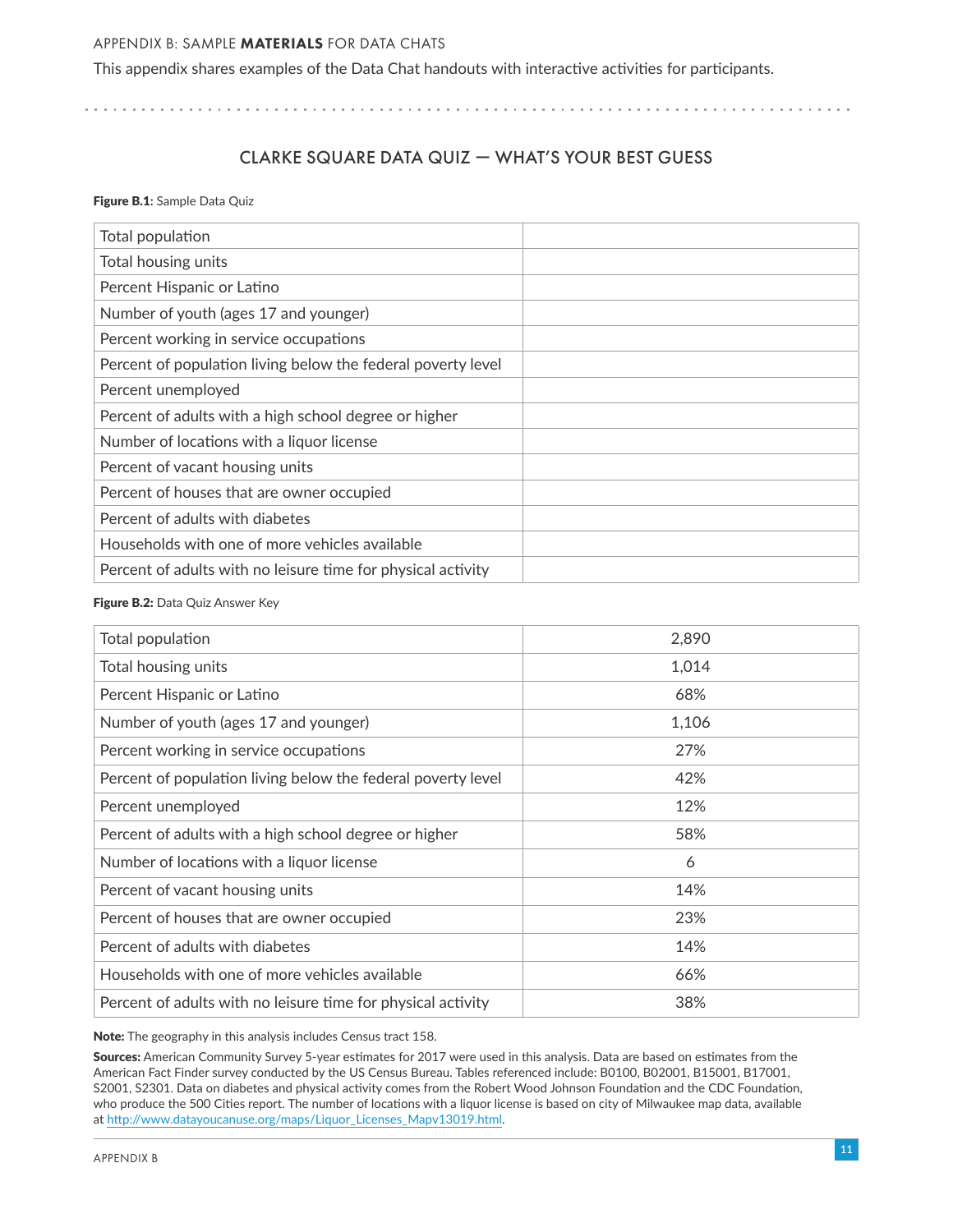APPENDIX B: SAMPLE **MATERIALS** FOR DATA CHATS

This appendix shares examples of the Data Chat handouts with interactive activities for participants.

## CLARKE SQUARE DATA QUIZ — WHAT'S YOUR BEST GUESS

**Figure B.1:** Sample Data Quiz

| | |
|---|---|
| Total population | |
| Total housing units | |
| Percent Hispanic or Latino | |
| Number of youth (ages 17 and younger) | |
| Percent working in service occupations | |
| Percent of population living below the federal poverty level | |
| Percent unemployed | |
| Percent of adults with a high school degree or higher | |
| Number of locations with a liquor license | |
| Percent of vacant housing units | |
| Percent of houses that are owner occupied | |
| Percent of adults with diabetes | |
| Households with one of more vehicles available | |
| Percent of adults with no leisure time for physical activity | |

**Figure B.2:** Data Quiz Answer Key

| | |
|---|---|
| Total population | 2,890 |
| Total housing units | 1,014 |
| Percent Hispanic or Latino | 68% |
| Number of youth (ages 17 and younger) | 1,106 |
| Percent working in service occupations | 27% |
| Percent of population living below the federal poverty level | 42% |
| Percent unemployed | 12% |
| Percent of adults with a high school degree or higher | 58% |
| Number of locations with a liquor license | 6 |
| Percent of vacant housing units | 14% |
| Percent of houses that are owner occupied | 23% |
| Percent of adults with diabetes | 14% |
| Households with one of more vehicles available | 66% |
| Percent of adults with no leisure time for physical activity | 38% |

**Note:** The geography in this analysis includes Census tract 158.

**Sources:** American Community Survey 5-year estimates for 2017 were used in this analysis. Data are based on estimates from the American Fact Finder survey conducted by the US Census Bureau. Tables referenced include: B0100, B02001, B15001, B17001, S2001, S2301. Data on diabetes and physical activity comes from the Robert Wood Johnson Foundation and the CDC Foundation, who produce the 500 Cities report. The number of locations with a liquor license is based on city of Milwaukee map data, available at http://www.datayoucanuse.org/maps/Liquor_Licenses_Mapv13019.html.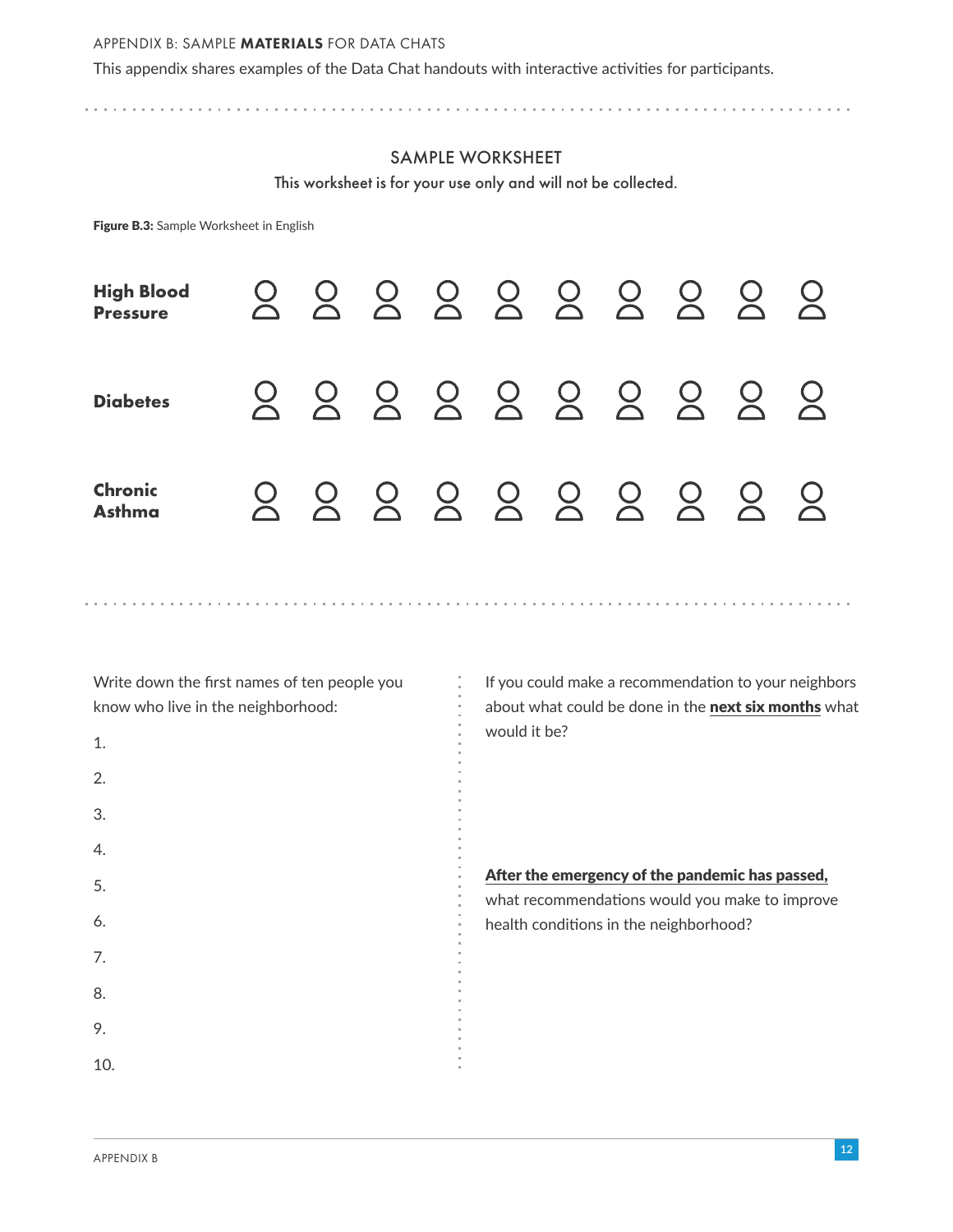APPENDIX B: SAMPLE **MATERIALS** FOR DATA CHATS

This appendix shares examples of the Data Chat handouts with interactive activities for participants.

## SAMPLE WORKSHEET

This worksheet is for your use only and will not be collected.

**Figure B.3:** Sample Worksheet in English

**High Blood Pressure**

**Diabetes**

**Chronic Asthma**

Write down the first names of ten people you know who live in the neighborhood:

1.
2.
3.
4.
5.
6.
7.
8.
9.
10.

If you could make a recommendation to your neighbors about what could be done in the **next six months** what would it be?

**After the emergency of the pandemic has passed,** what recommendations would you make to improve health conditions in the neighborhood?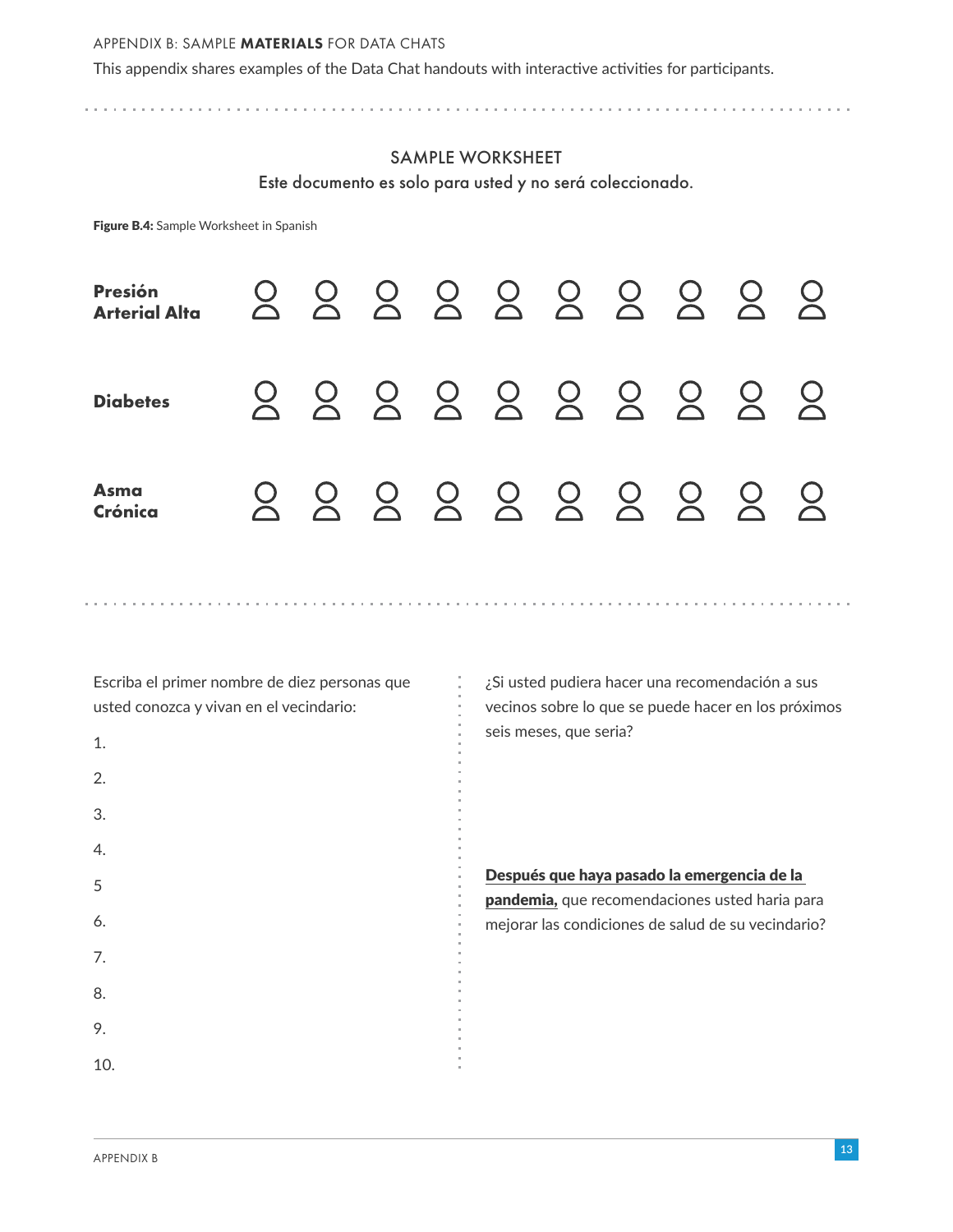APPENDIX B: SAMPLE **MATERIALS** FOR DATA CHATS

This appendix shares examples of the Data Chat handouts with interactive activities for participants.

## SAMPLE WORKSHEET

Este documento es solo para usted y no será coleccionado.

**Figure B.4:** Sample Worksheet in Spanish

**Presión Arterial Alta**

**Diabetes**

**Asma Crónica**

Escriba el primer nombre de diez personas que usted conozca y vivan en el vecindario:

1.
2.
3.
4.
5
6.
7.
8.
9.
10.

¿Si usted pudiera hacer una recomendación a sus vecinos sobre lo que se puede hacer en los próximos seis meses, que seria?

**Después que haya pasado la emergencia de la pandemia,** que recomendaciones usted haria para mejorar las condiciones de salud de su vecindario?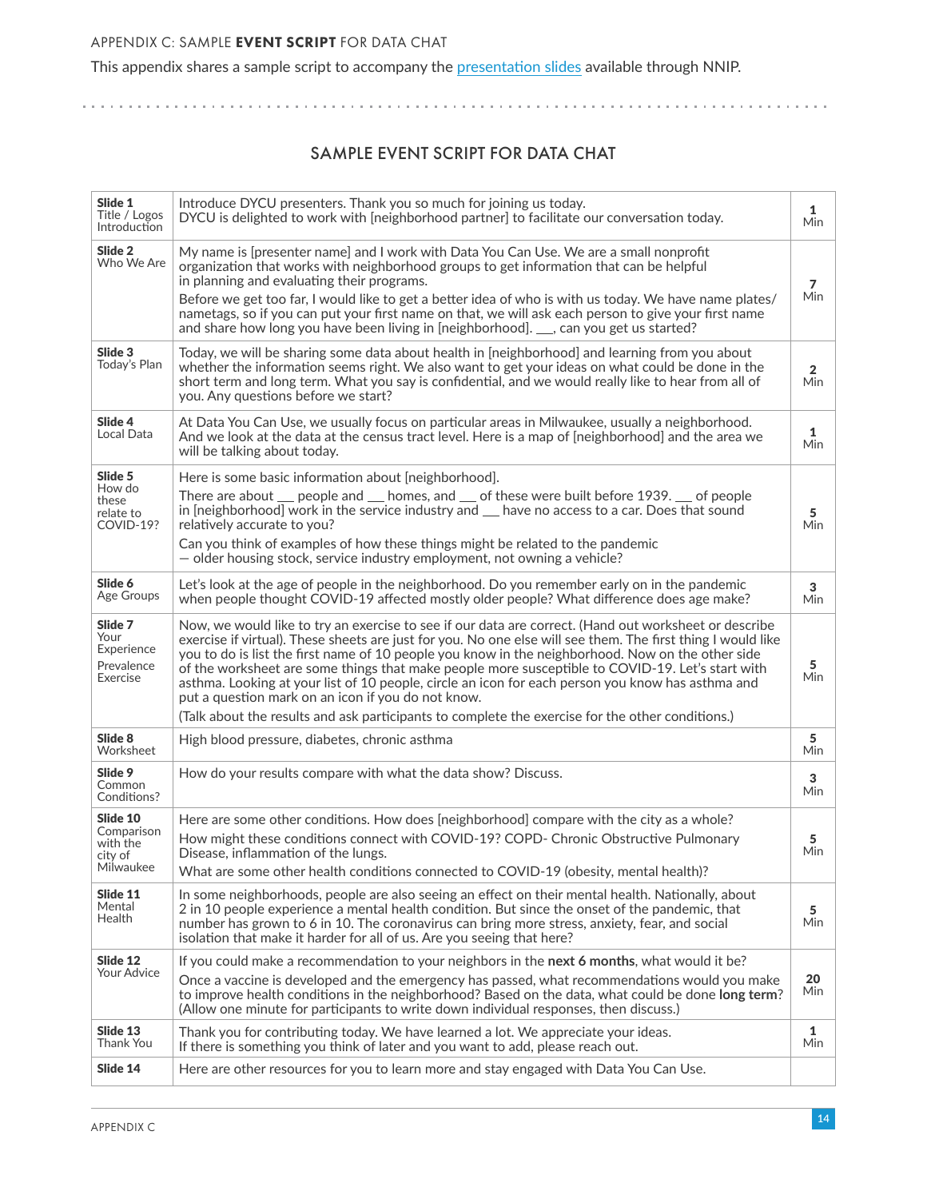APPENDIX C: SAMPLE **EVENT SCRIPT** FOR DATA CHAT

This appendix shares a sample script to accompany the presentation slides available through NNIP.

## SAMPLE EVENT SCRIPT FOR DATA CHAT

| Slide | Script | Time |
|---|---|---|
| **Slide 1** Title / Logos Introduction | Introduce DYCU presenters. Thank you so much for joining us today. DYCU is delighted to work with [neighborhood partner] to facilitate our conversation today. | **1** Min |
| **Slide 2** Who We Are | My name is [presenter name] and I work with Data You Can Use. We are a small nonprofit organization that works with neighborhood groups to get information that can be helpful in planning and evaluating their programs.<br><br>Before we get too far, I would like to get a better idea of who is with us today. We have name plates/ nametags, so if you can put your first name on that, we will ask each person to give your first name and share how long you have been living in [neighborhood]. ___, can you get us started? | **7** Min |
| **Slide 3** Today's Plan | Today, we will be sharing some data about health in [neighborhood] and learning from you about whether the information seems right. We also want to get your ideas on what could be done in the short term and long term. What you say is confidential, and we would really like to hear from all of you. Any questions before we start? | **2** Min |
| **Slide 4** Local Data | At Data You Can Use, we usually focus on particular areas in Milwaukee, usually a neighborhood. And we look at the data at the census tract level. Here is a map of [neighborhood] and the area we will be talking about today. | **1** Min |
| **Slide 5** How do these relate to COVID-19? | Here is some basic information about [neighborhood].<br><br>There are about ___ people and ___ homes, and ___ of these were built before 1939. ___ of people in [neighborhood] work in the service industry and ___ have no access to a car. Does that sound relatively accurate to you?<br><br>Can you think of examples of how these things might be related to the pandemic — older housing stock, service industry employment, not owning a vehicle? | **5** Min |
| **Slide 6** Age Groups | Let's look at the age of people in the neighborhood. Do you remember early on in the pandemic when people thought COVID-19 affected mostly older people? What difference does age make? | **3** Min |
| **Slide 7** Your Experience Prevalence Exercise | Now, we would like to try an exercise to see if our data are correct. (Hand out worksheet or describe exercise if virtual). These sheets are just for you. No one else will see them. The first thing I would like you to do is list the first name of 10 people you know in the neighborhood. Now on the other side of the worksheet are some things that make people more susceptible to COVID-19. Let's start with asthma. Looking at your list of 10 people, circle an icon for each person you know has asthma and put a question mark on an icon if you do not know.<br><br>(Talk about the results and ask participants to complete the exercise for the other conditions.) | **5** Min |
| **Slide 8** Worksheet | High blood pressure, diabetes, chronic asthma | **5** Min |
| **Slide 9** Common Conditions? | How do your results compare with what the data show? Discuss. | **3** Min |
| **Slide 10** Comparison with the city of Milwaukee | Here are some other conditions. How does [neighborhood] compare with the city as a whole?<br><br>How might these conditions connect with COVID-19? COPD- Chronic Obstructive Pulmonary Disease, inflammation of the lungs.<br><br>What are some other health conditions connected to COVID-19 (obesity, mental health)? | **5** Min |
| **Slide 11** Mental Health | In some neighborhoods, people are also seeing an effect on their mental health. Nationally, about 2 in 10 people experience a mental health condition. But since the onset of the pandemic, that number has grown to 6 in 10. The coronavirus can bring more stress, anxiety, fear, and social isolation that make it harder for all of us. Are you seeing that here? | **5** Min |
| **Slide 12** Your Advice | If you could make a recommendation to your neighbors in the **next 6 months**, what would it be?<br><br>Once a vaccine is developed and the emergency has passed, what recommendations would you make to improve health conditions in the neighborhood? Based on the data, what could be done **long term**? (Allow one minute for participants to write down individual responses, then discuss.) | **20** Min |
| **Slide 13** Thank You | Thank you for contributing today. We have learned a lot. We appreciate your ideas. If there is something you think of later and you want to add, please reach out. | **1** Min |
| **Slide 14** | Here are other resources for you to learn more and stay engaged with Data You Can Use. | |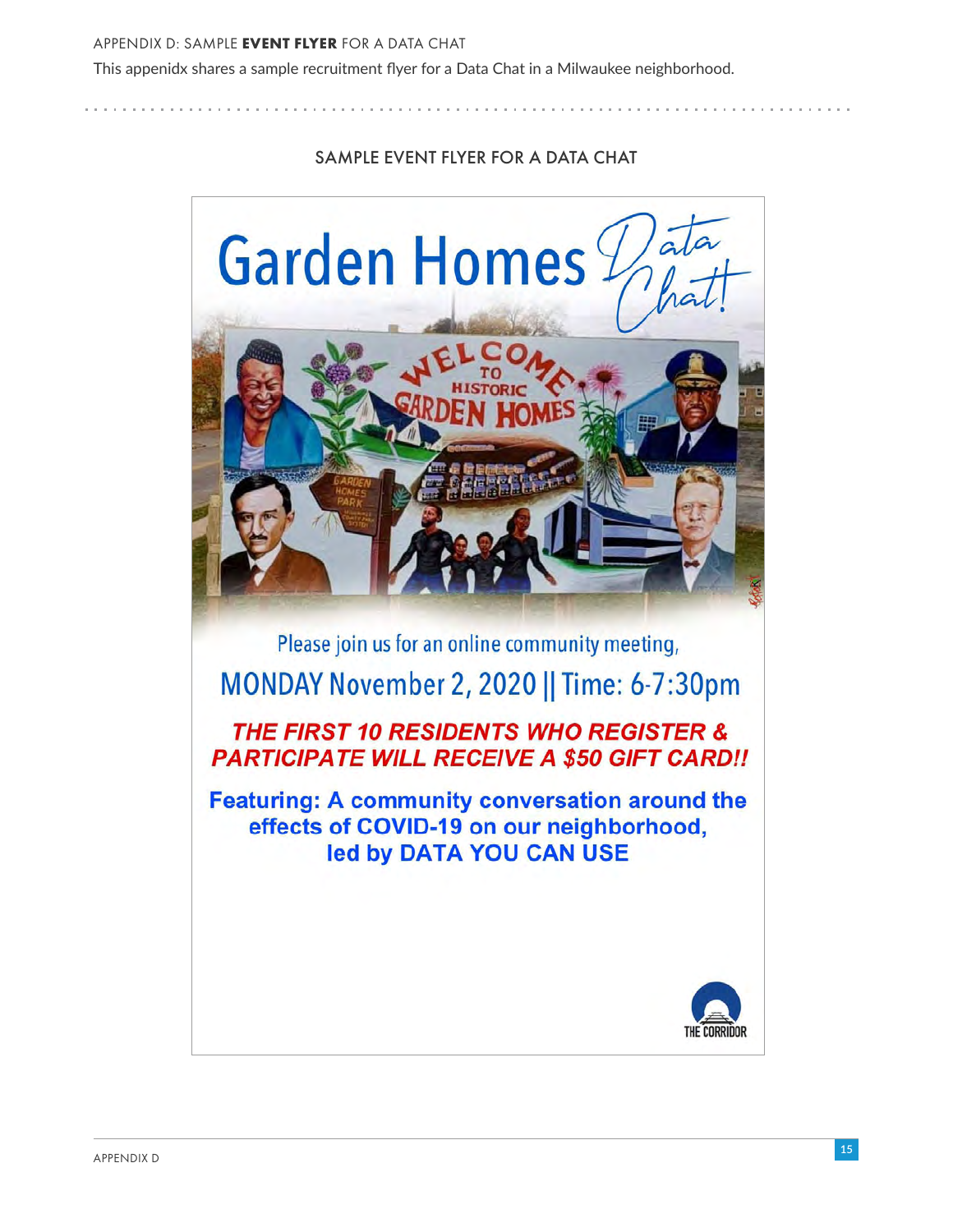APPENDIX D: SAMPLE **EVENT FLYER** FOR A DATA CHAT

This appenidx shares a sample recruitment flyer for a Data Chat in a Milwaukee neighborhood.

SAMPLE EVENT FLYER FOR A DATA CHAT

# Garden Homes *Data Chat!*

WELCOME TO HISTORIC GARDEN HOMES

GARDEN HOMES PARK

Please join us for an online community meeting,

MONDAY November 2, 2020 || Time: 6-7:30pm

***THE FIRST 10 RESIDENTS WHO REGISTER & PARTICIPATE WILL RECEIVE A $50 GIFT CARD!!***

**Featuring: A community conversation around the effects of COVID-19 on our neighborhood, led by DATA YOU CAN USE**

THE CORRIDOR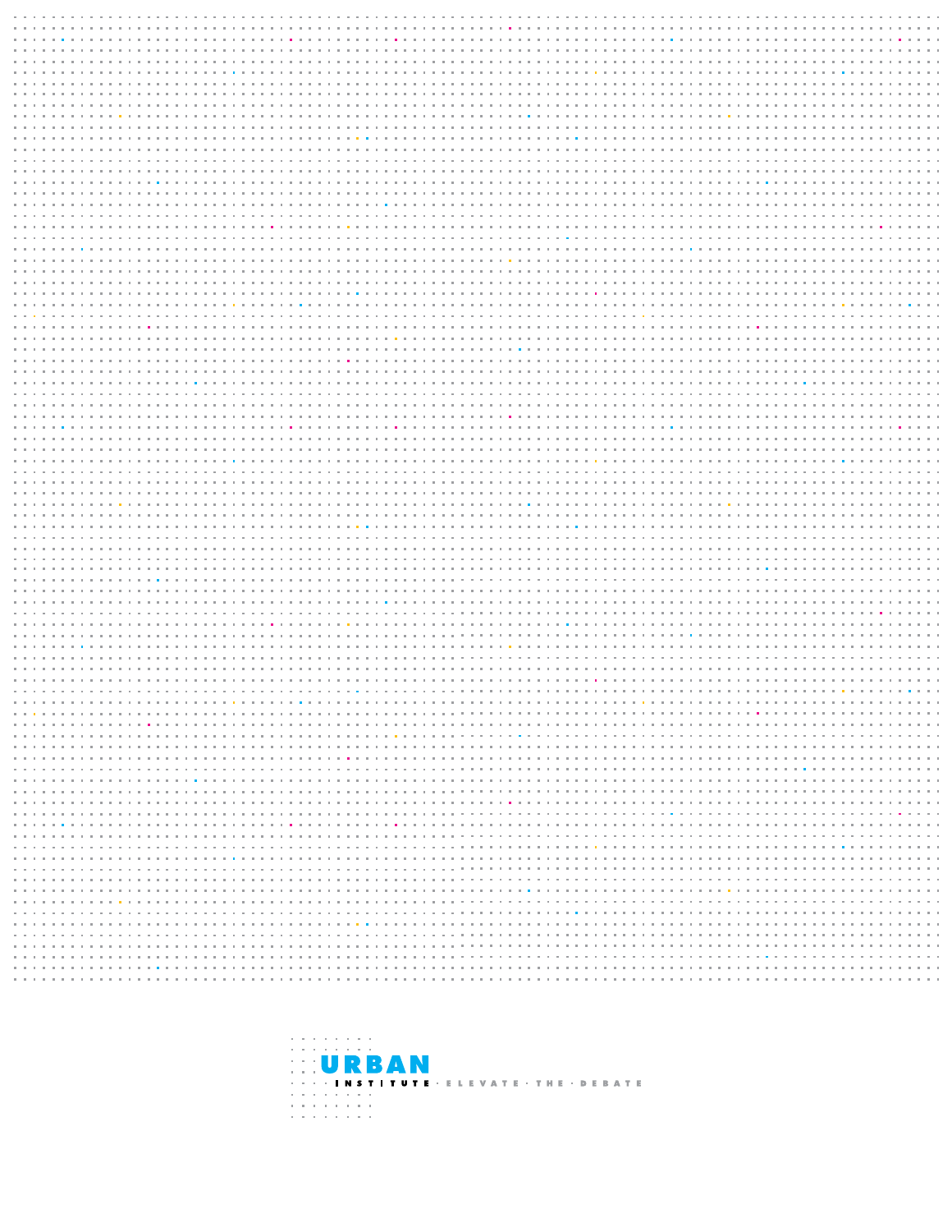URBAN

INSTITUTE · ELEVATE · THE · DEBATE